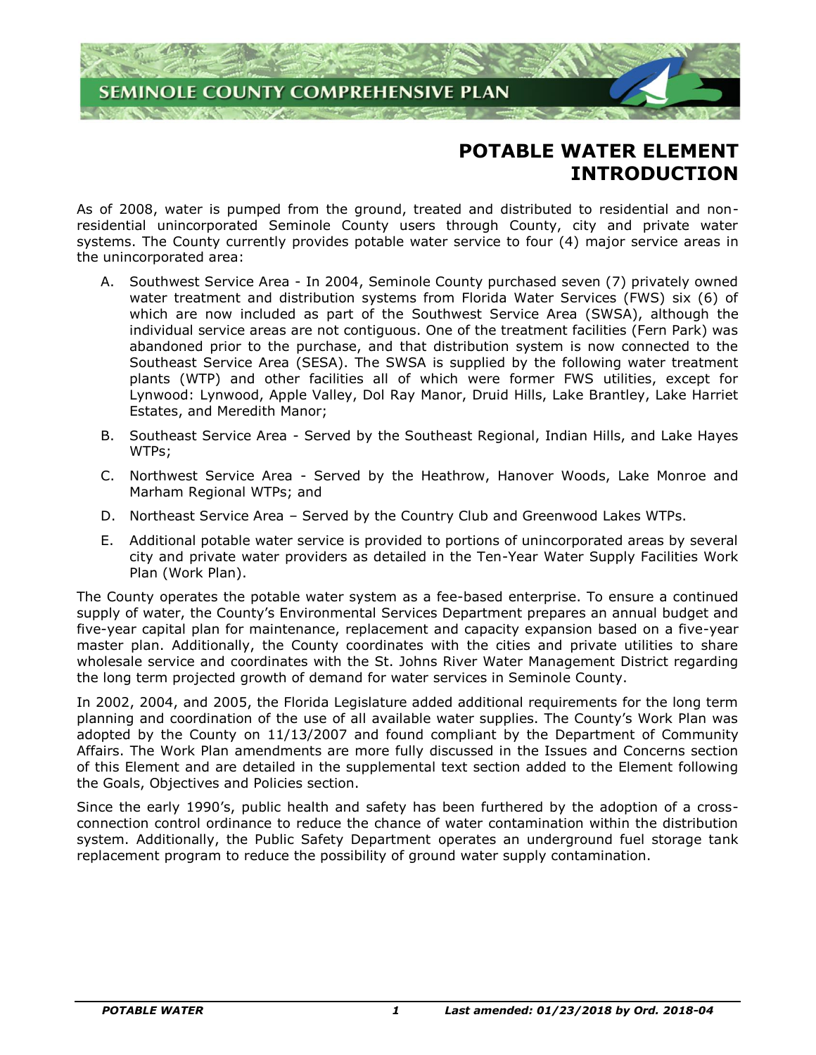# POTABLE WATER ELEMENT INTRODUCTION

As of 2008, water is pumped from the ground, treated and distributed to residential and non-residential unincorporated Seminole County users through County, city and private water systems. The County currently provides potable water service to four (4) major service areas in the unincorporated area:

A. Southwest Service Area - In 2004, Seminole County purchased seven (7) privately owned water treatment and distribution systems from Florida Water Services (FWS) six (6) of which are now included as part of the Southwest Service Area (SWSA), although the individual service areas are not contiguous. One of the treatment facilities (Fern Park) was abandoned prior to the purchase, and that distribution system is now connected to the Southeast Service Area (SESA). The SWSA is supplied by the following water treatment plants (WTP) and other facilities all of which were former FWS utilities, except for Lynwood: Lynwood, Apple Valley, Dol Ray Manor, Druid Hills, Lake Brantley, Lake Harriet Estates, and Meredith Manor;

B. Southeast Service Area - Served by the Southeast Regional, Indian Hills, and Lake Hayes WTPs;

C. Northwest Service Area - Served by the Heathrow, Hanover Woods, Lake Monroe and Marham Regional WTPs; and

D. Northeast Service Area – Served by the Country Club and Greenwood Lakes WTPs.

E. Additional potable water service is provided to portions of unincorporated areas by several city and private water providers as detailed in the Ten-Year Water Supply Facilities Work Plan (Work Plan).

The County operates the potable water system as a fee-based enterprise. To ensure a continued supply of water, the County's Environmental Services Department prepares an annual budget and five-year capital plan for maintenance, replacement and capacity expansion based on a five-year master plan. Additionally, the County coordinates with the cities and private utilities to share wholesale service and coordinates with the St. Johns River Water Management District regarding the long term projected growth of demand for water services in Seminole County.

In 2002, 2004, and 2005, the Florida Legislature added additional requirements for the long term planning and coordination of the use of all available water supplies. The County's Work Plan was adopted by the County on 11/13/2007 and found compliant by the Department of Community Affairs. The Work Plan amendments are more fully discussed in the Issues and Concerns section of this Element and are detailed in the supplemental text section added to the Element following the Goals, Objectives and Policies section.

Since the early 1990's, public health and safety has been furthered by the adoption of a cross-connection control ordinance to reduce the chance of water contamination within the distribution system. Additionally, the Public Safety Department operates an underground fuel storage tank replacement program to reduce the possibility of ground water supply contamination.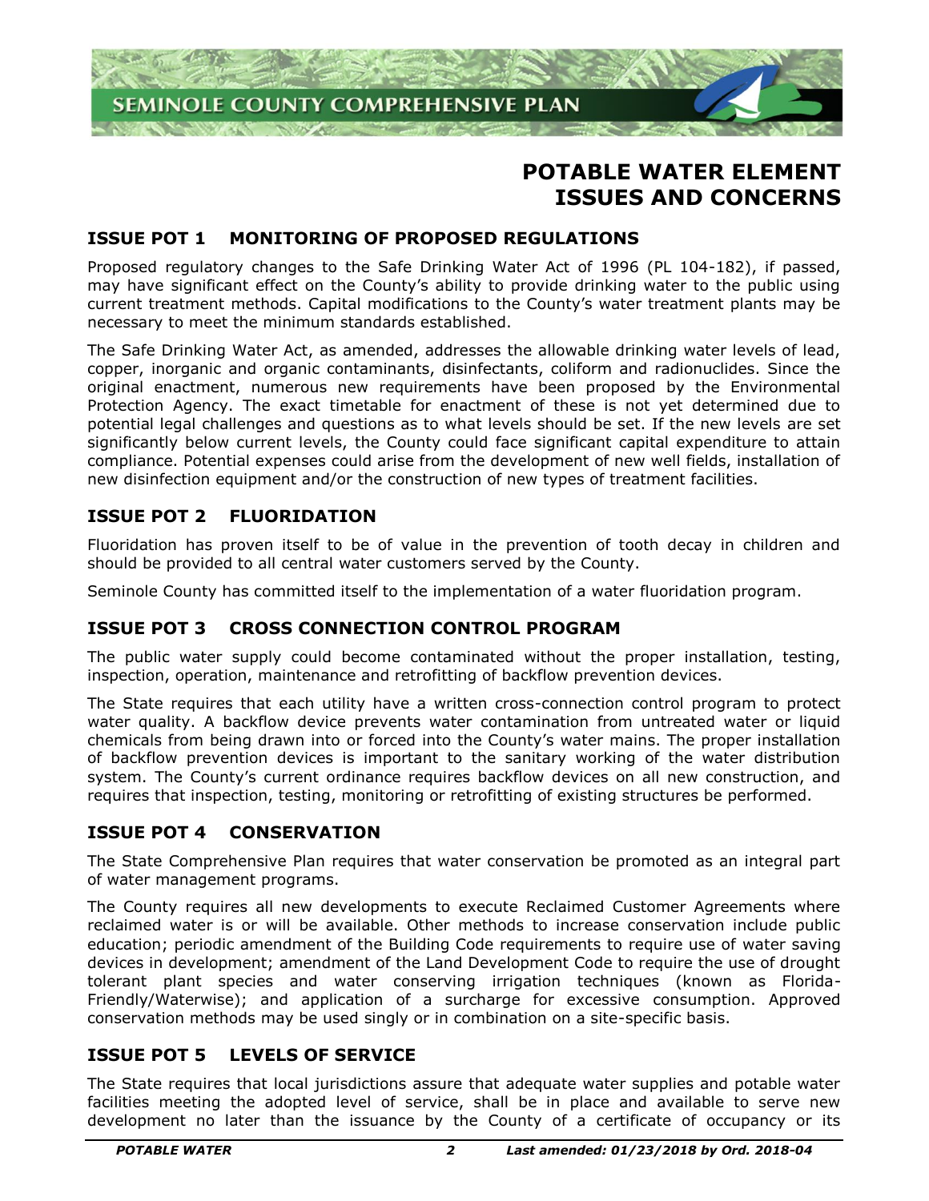# POTABLE WATER ELEMENT ISSUES AND CONCERNS

## ISSUE POT 1 MONITORING OF PROPOSED REGULATIONS

Proposed regulatory changes to the Safe Drinking Water Act of 1996 (PL 104-182), if passed, may have significant effect on the County's ability to provide drinking water to the public using current treatment methods. Capital modifications to the County's water treatment plants may be necessary to meet the minimum standards established.

The Safe Drinking Water Act, as amended, addresses the allowable drinking water levels of lead, copper, inorganic and organic contaminants, disinfectants, coliform and radionuclides. Since the original enactment, numerous new requirements have been proposed by the Environmental Protection Agency. The exact timetable for enactment of these is not yet determined due to potential legal challenges and questions as to what levels should be set. If the new levels are set significantly below current levels, the County could face significant capital expenditure to attain compliance. Potential expenses could arise from the development of new well fields, installation of new disinfection equipment and/or the construction of new types of treatment facilities.

## ISSUE POT 2 FLUORIDATION

Fluoridation has proven itself to be of value in the prevention of tooth decay in children and should be provided to all central water customers served by the County.

Seminole County has committed itself to the implementation of a water fluoridation program.

## ISSUE POT 3 CROSS CONNECTION CONTROL PROGRAM

The public water supply could become contaminated without the proper installation, testing, inspection, operation, maintenance and retrofitting of backflow prevention devices.

The State requires that each utility have a written cross-connection control program to protect water quality. A backflow device prevents water contamination from untreated water or liquid chemicals from being drawn into or forced into the County's water mains. The proper installation of backflow prevention devices is important to the sanitary working of the water distribution system. The County's current ordinance requires backflow devices on all new construction, and requires that inspection, testing, monitoring or retrofitting of existing structures be performed.

## ISSUE POT 4 CONSERVATION

The State Comprehensive Plan requires that water conservation be promoted as an integral part of water management programs.

The County requires all new developments to execute Reclaimed Customer Agreements where reclaimed water is or will be available. Other methods to increase conservation include public education; periodic amendment of the Building Code requirements to require use of water saving devices in development; amendment of the Land Development Code to require the use of drought tolerant plant species and water conserving irrigation techniques (known as Florida-Friendly/Waterwise); and application of a surcharge for excessive consumption. Approved conservation methods may be used singly or in combination on a site-specific basis.

## ISSUE POT 5 LEVELS OF SERVICE

The State requires that local jurisdictions assure that adequate water supplies and potable water facilities meeting the adopted level of service, shall be in place and available to serve new development no later than the issuance by the County of a certificate of occupancy or its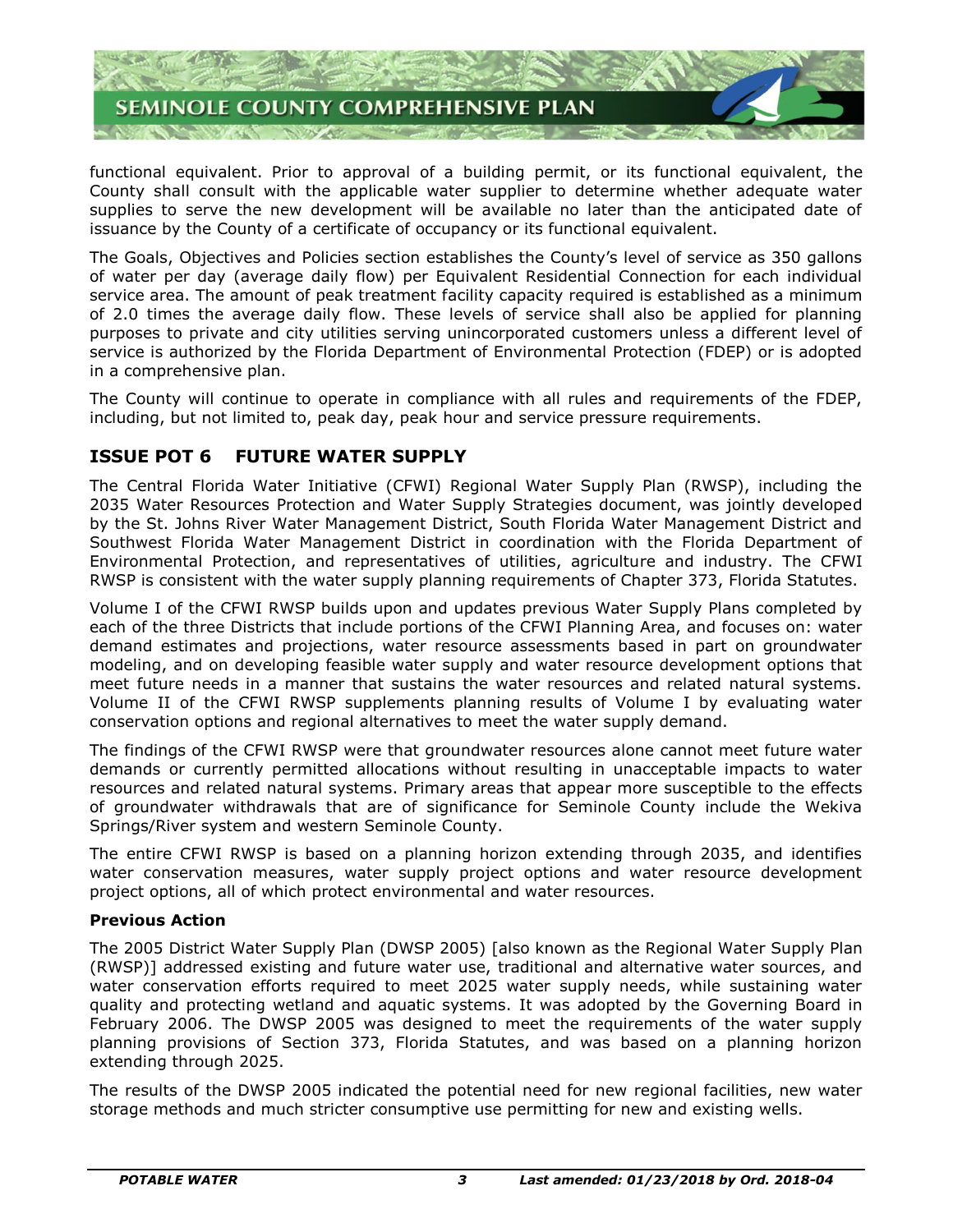functional equivalent. Prior to approval of a building permit, or its functional equivalent, the County shall consult with the applicable water supplier to determine whether adequate water supplies to serve the new development will be available no later than the anticipated date of issuance by the County of a certificate of occupancy or its functional equivalent.

The Goals, Objectives and Policies section establishes the County's level of service as 350 gallons of water per day (average daily flow) per Equivalent Residential Connection for each individual service area. The amount of peak treatment facility capacity required is established as a minimum of 2.0 times the average daily flow. These levels of service shall also be applied for planning purposes to private and city utilities serving unincorporated customers unless a different level of service is authorized by the Florida Department of Environmental Protection (FDEP) or is adopted in a comprehensive plan.

The County will continue to operate in compliance with all rules and requirements of the FDEP, including, but not limited to, peak day, peak hour and service pressure requirements.

## ISSUE POT 6 FUTURE WATER SUPPLY

The Central Florida Water Initiative (CFWI) Regional Water Supply Plan (RWSP), including the 2035 Water Resources Protection and Water Supply Strategies document, was jointly developed by the St. Johns River Water Management District, South Florida Water Management District and Southwest Florida Water Management District in coordination with the Florida Department of Environmental Protection, and representatives of utilities, agriculture and industry. The CFWI RWSP is consistent with the water supply planning requirements of Chapter 373, Florida Statutes.

Volume I of the CFWI RWSP builds upon and updates previous Water Supply Plans completed by each of the three Districts that include portions of the CFWI Planning Area, and focuses on: water demand estimates and projections, water resource assessments based in part on groundwater modeling, and on developing feasible water supply and water resource development options that meet future needs in a manner that sustains the water resources and related natural systems. Volume II of the CFWI RWSP supplements planning results of Volume I by evaluating water conservation options and regional alternatives to meet the water supply demand.

The findings of the CFWI RWSP were that groundwater resources alone cannot meet future water demands or currently permitted allocations without resulting in unacceptable impacts to water resources and related natural systems. Primary areas that appear more susceptible to the effects of groundwater withdrawals that are of significance for Seminole County include the Wekiva Springs/River system and western Seminole County.

The entire CFWI RWSP is based on a planning horizon extending through 2035, and identifies water conservation measures, water supply project options and water resource development project options, all of which protect environmental and water resources.

**Previous Action**

The 2005 District Water Supply Plan (DWSP 2005) [also known as the Regional Water Supply Plan (RWSP)] addressed existing and future water use, traditional and alternative water sources, and water conservation efforts required to meet 2025 water supply needs, while sustaining water quality and protecting wetland and aquatic systems. It was adopted by the Governing Board in February 2006. The DWSP 2005 was designed to meet the requirements of the water supply planning provisions of Section 373, Florida Statutes, and was based on a planning horizon extending through 2025.

The results of the DWSP 2005 indicated the potential need for new regional facilities, new water storage methods and much stricter consumptive use permitting for new and existing wells.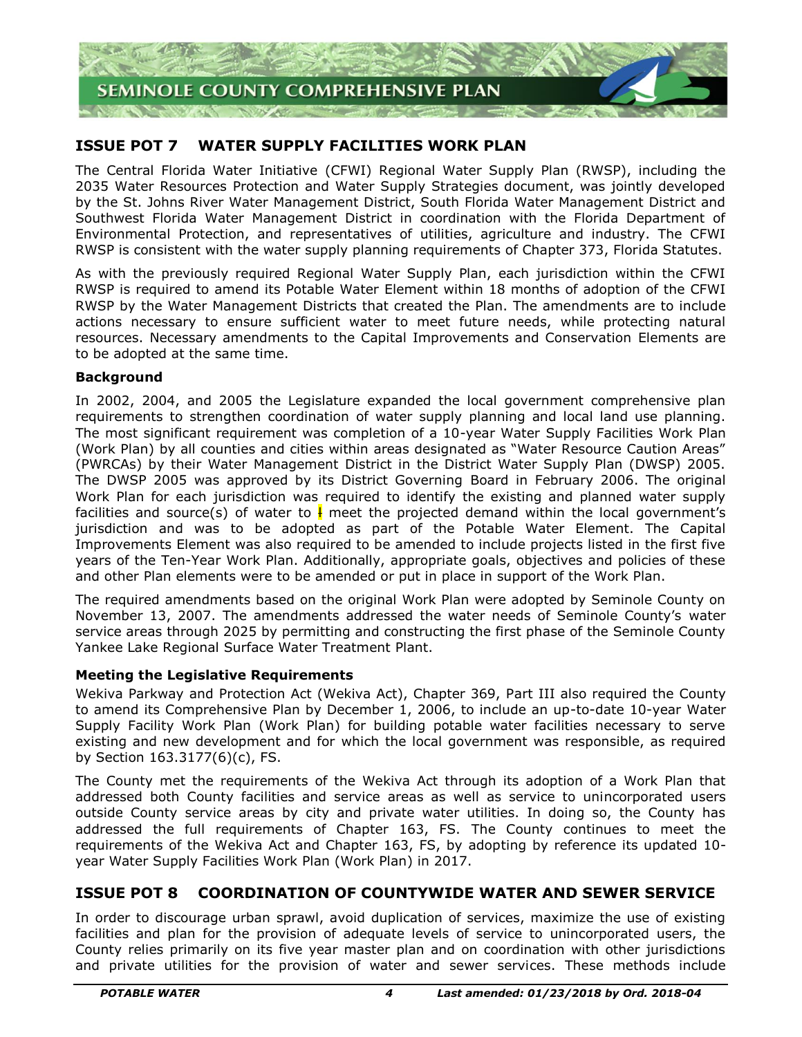## ISSUE POT 7 WATER SUPPLY FACILITIES WORK PLAN

The Central Florida Water Initiative (CFWI) Regional Water Supply Plan (RWSP), including the 2035 Water Resources Protection and Water Supply Strategies document, was jointly developed by the St. Johns River Water Management District, South Florida Water Management District and Southwest Florida Water Management District in coordination with the Florida Department of Environmental Protection, and representatives of utilities, agriculture and industry. The CFWI RWSP is consistent with the water supply planning requirements of Chapter 373, Florida Statutes.

As with the previously required Regional Water Supply Plan, each jurisdiction within the CFWI RWSP is required to amend its Potable Water Element within 18 months of adoption of the CFWI RWSP by the Water Management Districts that created the Plan. The amendments are to include actions necessary to ensure sufficient water to meet future needs, while protecting natural resources. Necessary amendments to the Capital Improvements and Conservation Elements are to be adopted at the same time.

**Background**

In 2002, 2004, and 2005 the Legislature expanded the local government comprehensive plan requirements to strengthen coordination of water supply planning and local land use planning. The most significant requirement was completion of a 10-year Water Supply Facilities Work Plan (Work Plan) by all counties and cities within areas designated as "Water Resource Caution Areas" (PWRCAs) by their Water Management District in the District Water Supply Plan (DWSP) 2005. The DWSP 2005 was approved by its District Governing Board in February 2006. The original Work Plan for each jurisdiction was required to identify the existing and planned water supply facilities and source(s) of water to meet the projected demand within the local government's jurisdiction and was to be adopted as part of the Potable Water Element. The Capital Improvements Element was also required to be amended to include projects listed in the first five years of the Ten-Year Work Plan. Additionally, appropriate goals, objectives and policies of these and other Plan elements were to be amended or put in place in support of the Work Plan.

The required amendments based on the original Work Plan were adopted by Seminole County on November 13, 2007. The amendments addressed the water needs of Seminole County's water service areas through 2025 by permitting and constructing the first phase of the Seminole County Yankee Lake Regional Surface Water Treatment Plant.

**Meeting the Legislative Requirements**

Wekiva Parkway and Protection Act (Wekiva Act), Chapter 369, Part III also required the County to amend its Comprehensive Plan by December 1, 2006, to include an up-to-date 10-year Water Supply Facility Work Plan (Work Plan) for building potable water facilities necessary to serve existing and new development and for which the local government was responsible, as required by Section 163.3177(6)(c), FS.

The County met the requirements of the Wekiva Act through its adoption of a Work Plan that addressed both County facilities and service areas as well as service to unincorporated users outside County service areas by city and private water utilities. In doing so, the County has addressed the full requirements of Chapter 163, FS. The County continues to meet the requirements of the Wekiva Act and Chapter 163, FS, by adopting by reference its updated 10-year Water Supply Facilities Work Plan (Work Plan) in 2017.

## ISSUE POT 8 COORDINATION OF COUNTYWIDE WATER AND SEWER SERVICE

In order to discourage urban sprawl, avoid duplication of services, maximize the use of existing facilities and plan for the provision of adequate levels of service to unincorporated users, the County relies primarily on its five year master plan and on coordination with other jurisdictions and private utilities for the provision of water and sewer services. These methods include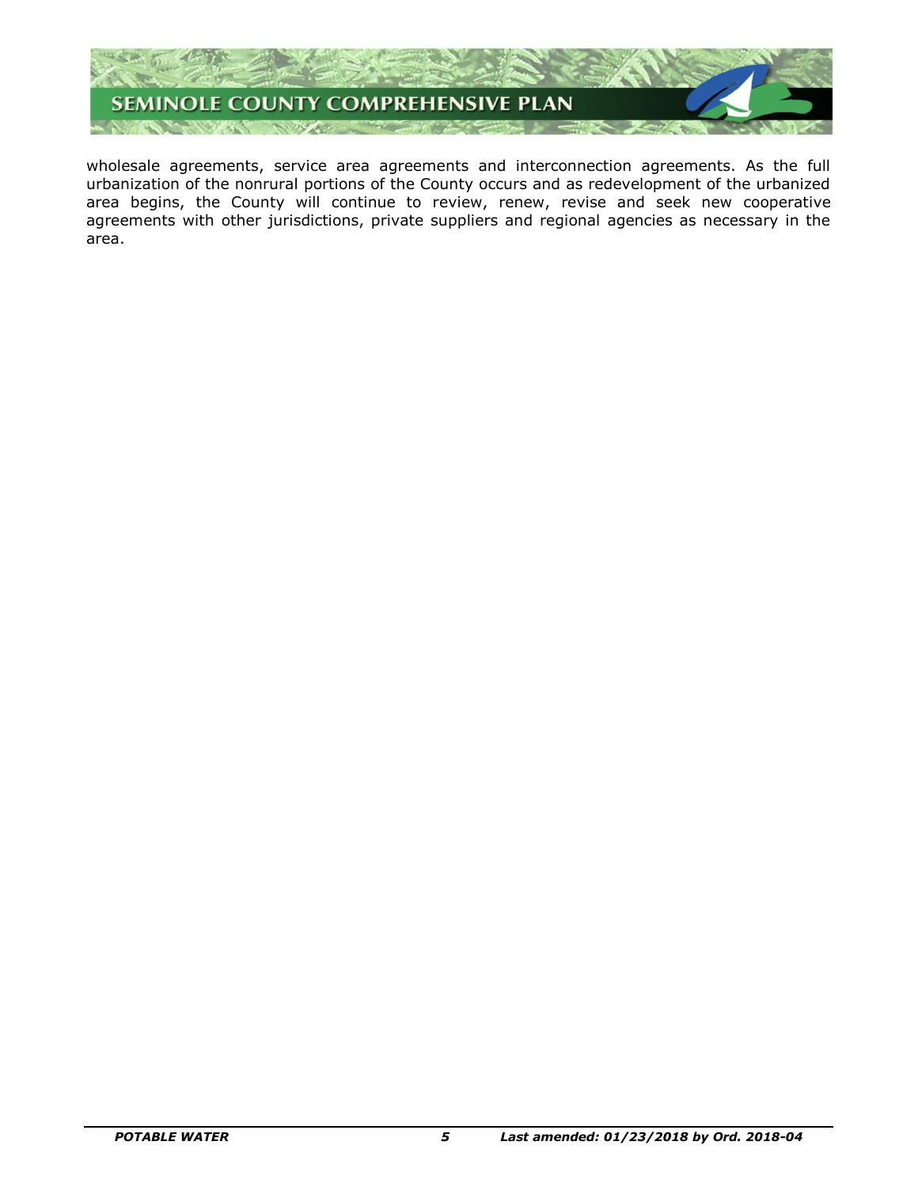wholesale agreements, service area agreements and interconnection agreements. As the full urbanization of the nonrural portions of the County occurs and as redevelopment of the urbanized area begins, the County will continue to review, renew, revise and seek new cooperative agreements with other jurisdictions, private suppliers and regional agencies as necessary in the area.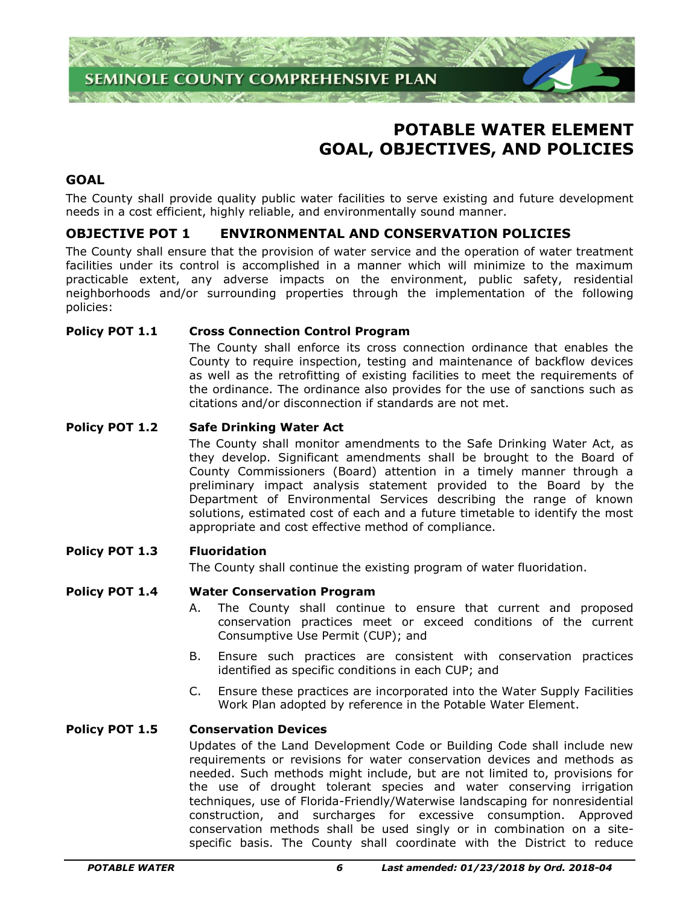# POTABLE WATER ELEMENT GOAL, OBJECTIVES, AND POLICIES

## GOAL

The County shall provide quality public water facilities to serve existing and future development needs in a cost efficient, highly reliable, and environmentally sound manner.

## OBJECTIVE POT 1 ENVIRONMENTAL AND CONSERVATION POLICIES

The County shall ensure that the provision of water service and the operation of water treatment facilities under its control is accomplished in a manner which will minimize to the maximum practicable extent, any adverse impacts on the environment, public safety, residential neighborhoods and/or surrounding properties through the implementation of the following policies:

**Policy POT 1.1 Cross Connection Control Program**

The County shall enforce its cross connection ordinance that enables the County to require inspection, testing and maintenance of backflow devices as well as the retrofitting of existing facilities to meet the requirements of the ordinance. The ordinance also provides for the use of sanctions such as citations and/or disconnection if standards are not met.

**Policy POT 1.2 Safe Drinking Water Act**

The County shall monitor amendments to the Safe Drinking Water Act, as they develop. Significant amendments shall be brought to the Board of County Commissioners (Board) attention in a timely manner through a preliminary impact analysis statement provided to the Board by the Department of Environmental Services describing the range of known solutions, estimated cost of each and a future timetable to identify the most appropriate and cost effective method of compliance.

**Policy POT 1.3 Fluoridation**

The County shall continue the existing program of water fluoridation.

**Policy POT 1.4 Water Conservation Program**

A. The County shall continue to ensure that current and proposed conservation practices meet or exceed conditions of the current Consumptive Use Permit (CUP); and

B. Ensure such practices are consistent with conservation practices identified as specific conditions in each CUP; and

C. Ensure these practices are incorporated into the Water Supply Facilities Work Plan adopted by reference in the Potable Water Element.

**Policy POT 1.5 Conservation Devices**

Updates of the Land Development Code or Building Code shall include new requirements or revisions for water conservation devices and methods as needed. Such methods might include, but are not limited to, provisions for the use of drought tolerant species and water conserving irrigation techniques, use of Florida-Friendly/Waterwise landscaping for nonresidential construction, and surcharges for excessive consumption. Approved conservation methods shall be used singly or in combination on a site-specific basis. The County shall coordinate with the District to reduce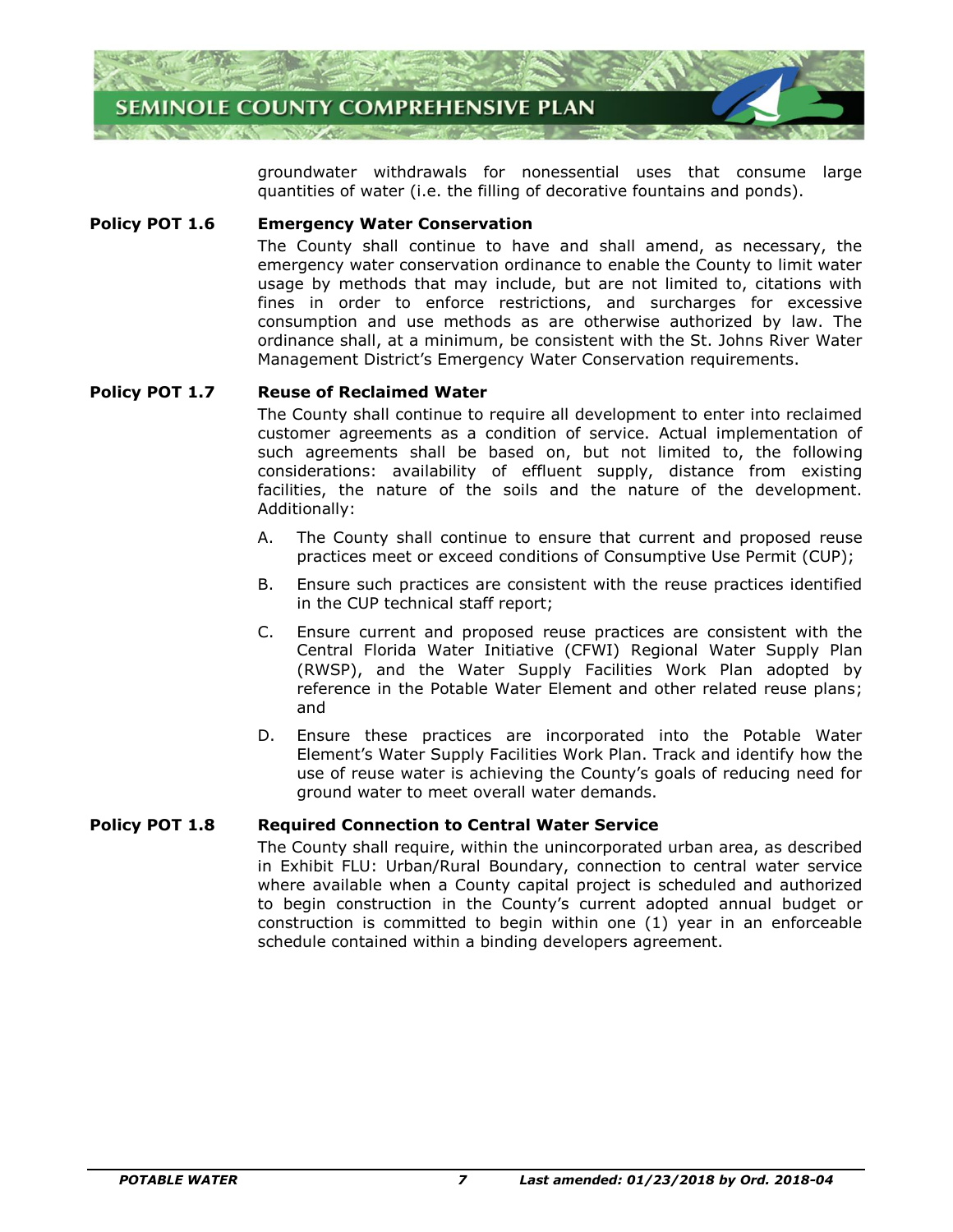groundwater withdrawals for nonessential uses that consume large quantities of water (i.e. the filling of decorative fountains and ponds).

**Policy POT 1.6 Emergency Water Conservation**

The County shall continue to have and shall amend, as necessary, the emergency water conservation ordinance to enable the County to limit water usage by methods that may include, but are not limited to, citations with fines in order to enforce restrictions, and surcharges for excessive consumption and use methods as are otherwise authorized by law. The ordinance shall, at a minimum, be consistent with the St. Johns River Water Management District's Emergency Water Conservation requirements.

**Policy POT 1.7 Reuse of Reclaimed Water**

The County shall continue to require all development to enter into reclaimed customer agreements as a condition of service. Actual implementation of such agreements shall be based on, but not limited to, the following considerations: availability of effluent supply, distance from existing facilities, the nature of the soils and the nature of the development. Additionally:

A. The County shall continue to ensure that current and proposed reuse practices meet or exceed conditions of Consumptive Use Permit (CUP);

B. Ensure such practices are consistent with the reuse practices identified in the CUP technical staff report;

C. Ensure current and proposed reuse practices are consistent with the Central Florida Water Initiative (CFWI) Regional Water Supply Plan (RWSP), and the Water Supply Facilities Work Plan adopted by reference in the Potable Water Element and other related reuse plans; and

D. Ensure these practices are incorporated into the Potable Water Element's Water Supply Facilities Work Plan. Track and identify how the use of reuse water is achieving the County's goals of reducing need for ground water to meet overall water demands.

**Policy POT 1.8 Required Connection to Central Water Service**

The County shall require, within the unincorporated urban area, as described in Exhibit FLU: Urban/Rural Boundary, connection to central water service where available when a County capital project is scheduled and authorized to begin construction in the County's current adopted annual budget or construction is committed to begin within one (1) year in an enforceable schedule contained within a binding developers agreement.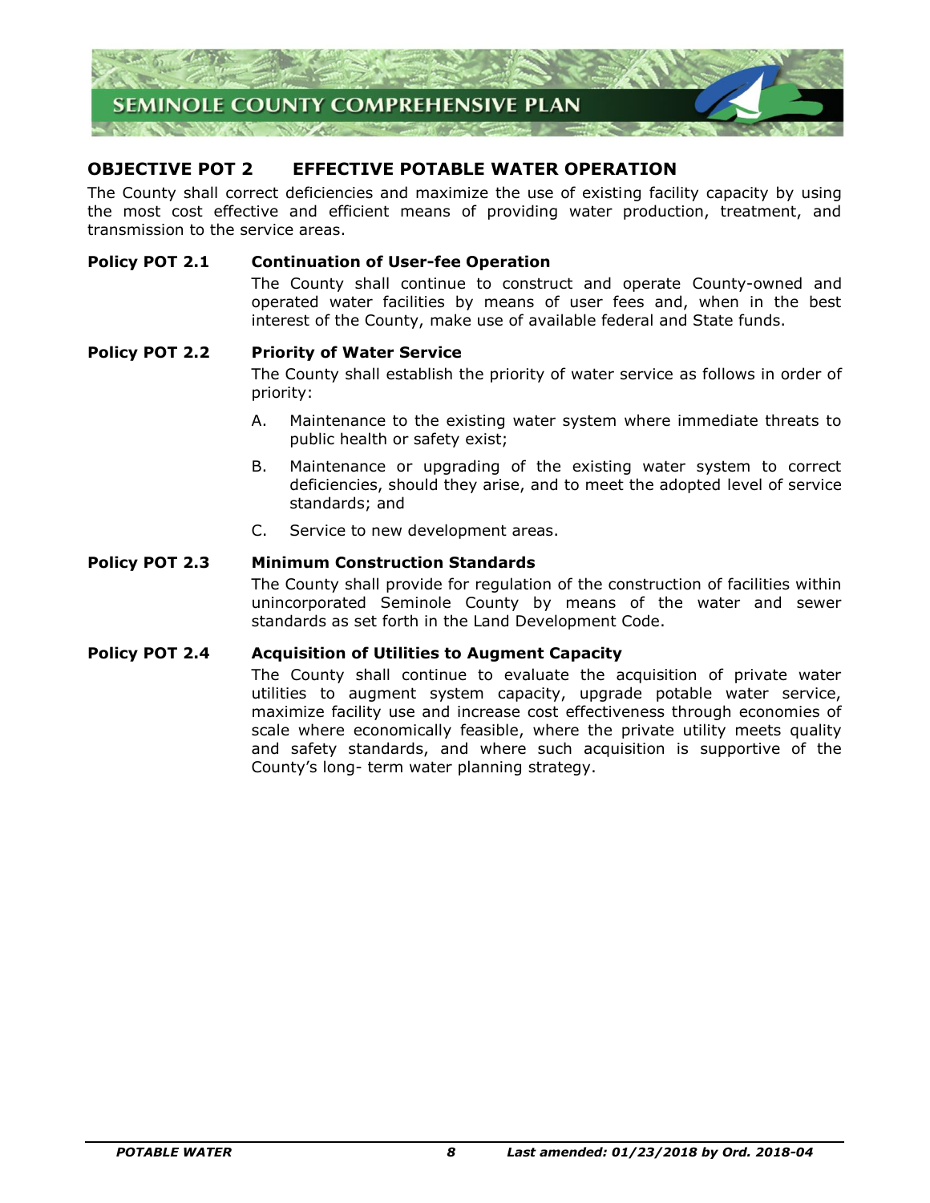## OBJECTIVE POT 2 EFFECTIVE POTABLE WATER OPERATION

The County shall correct deficiencies and maximize the use of existing facility capacity by using the most cost effective and efficient means of providing water production, treatment, and transmission to the service areas.

**Policy POT 2.1 Continuation of User-fee Operation**

The County shall continue to construct and operate County-owned and operated water facilities by means of user fees and, when in the best interest of the County, make use of available federal and State funds.

**Policy POT 2.2 Priority of Water Service**

The County shall establish the priority of water service as follows in order of priority:

A. Maintenance to the existing water system where immediate threats to public health or safety exist;

B. Maintenance or upgrading of the existing water system to correct deficiencies, should they arise, and to meet the adopted level of service standards; and

C. Service to new development areas.

**Policy POT 2.3 Minimum Construction Standards**

The County shall provide for regulation of the construction of facilities within unincorporated Seminole County by means of the water and sewer standards as set forth in the Land Development Code.

**Policy POT 2.4 Acquisition of Utilities to Augment Capacity**

The County shall continue to evaluate the acquisition of private water utilities to augment system capacity, upgrade potable water service, maximize facility use and increase cost effectiveness through economies of scale where economically feasible, where the private utility meets quality and safety standards, and where such acquisition is supportive of the County's long- term water planning strategy.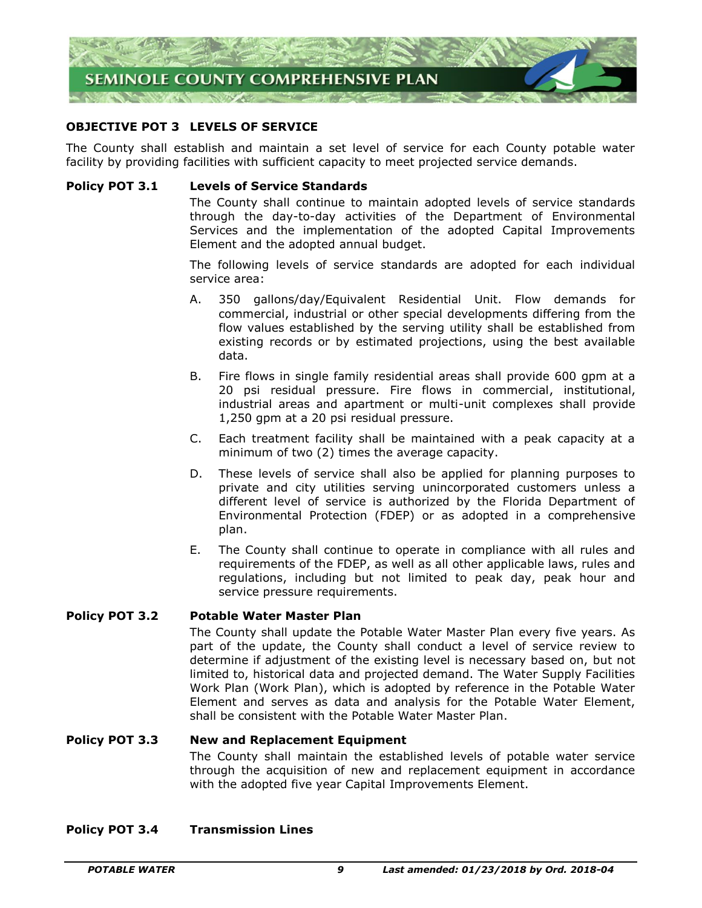## OBJECTIVE POT 3 LEVELS OF SERVICE

The County shall establish and maintain a set level of service for each County potable water facility by providing facilities with sufficient capacity to meet projected service demands.

**Policy POT 3.1 Levels of Service Standards**

The County shall continue to maintain adopted levels of service standards through the day-to-day activities of the Department of Environmental Services and the implementation of the adopted Capital Improvements Element and the adopted annual budget.

The following levels of service standards are adopted for each individual service area:

A. 350 gallons/day/Equivalent Residential Unit. Flow demands for commercial, industrial or other special developments differing from the flow values established by the serving utility shall be established from existing records or by estimated projections, using the best available data.

B. Fire flows in single family residential areas shall provide 600 gpm at a 20 psi residual pressure. Fire flows in commercial, institutional, industrial areas and apartment or multi-unit complexes shall provide 1,250 gpm at a 20 psi residual pressure.

C. Each treatment facility shall be maintained with a peak capacity at a minimum of two (2) times the average capacity.

D. These levels of service shall also be applied for planning purposes to private and city utilities serving unincorporated customers unless a different level of service is authorized by the Florida Department of Environmental Protection (FDEP) or as adopted in a comprehensive plan.

E. The County shall continue to operate in compliance with all rules and requirements of the FDEP, as well as all other applicable laws, rules and regulations, including but not limited to peak day, peak hour and service pressure requirements.

**Policy POT 3.2 Potable Water Master Plan**

The County shall update the Potable Water Master Plan every five years. As part of the update, the County shall conduct a level of service review to determine if adjustment of the existing level is necessary based on, but not limited to, historical data and projected demand. The Water Supply Facilities Work Plan (Work Plan), which is adopted by reference in the Potable Water Element and serves as data and analysis for the Potable Water Element, shall be consistent with the Potable Water Master Plan.

**Policy POT 3.3 New and Replacement Equipment**

The County shall maintain the established levels of potable water service through the acquisition of new and replacement equipment in accordance with the adopted five year Capital Improvements Element.

**Policy POT 3.4 Transmission Lines**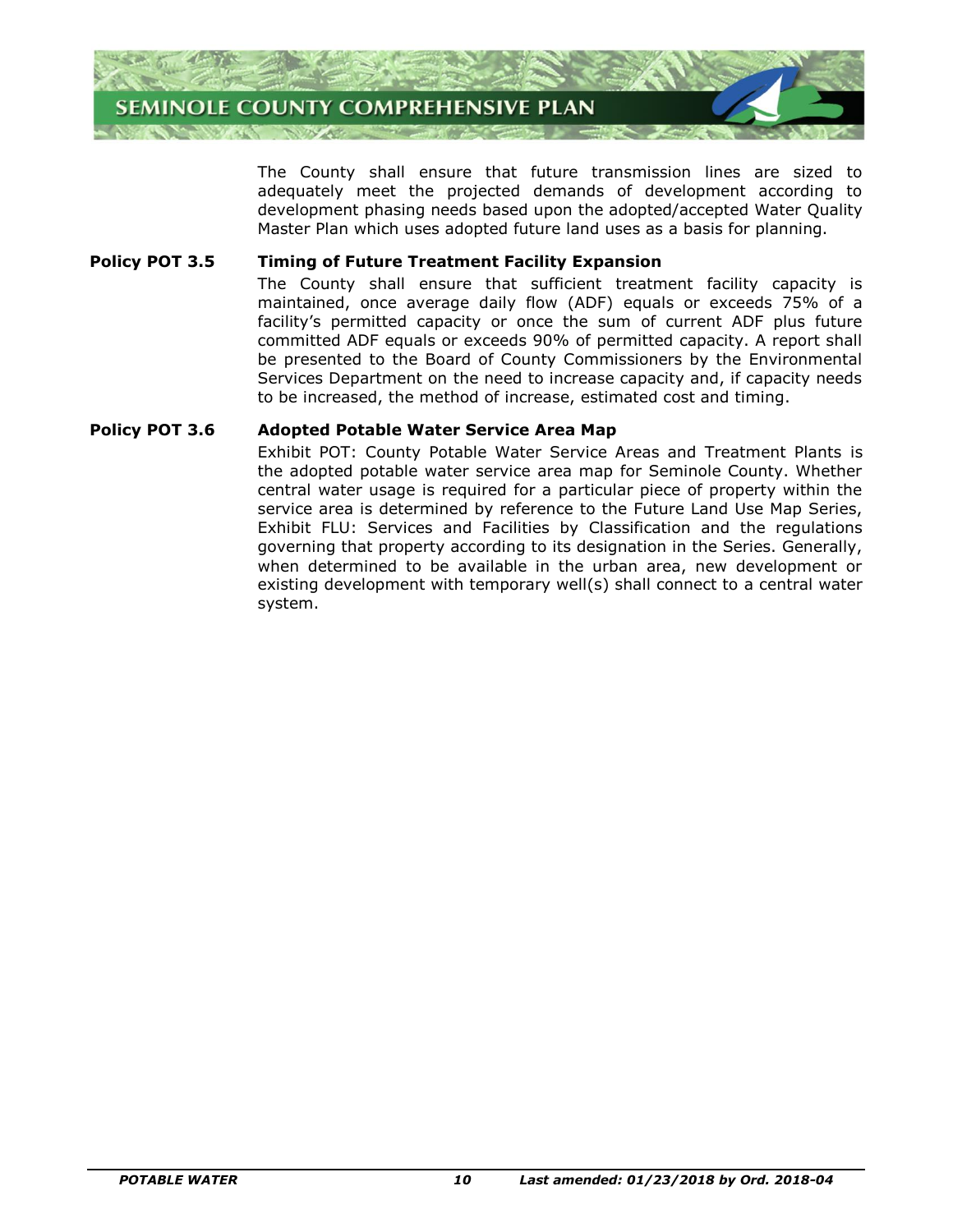The County shall ensure that future transmission lines are sized to adequately meet the projected demands of development according to development phasing needs based upon the adopted/accepted Water Quality Master Plan which uses adopted future land uses as a basis for planning.

**Policy POT 3.5 Timing of Future Treatment Facility Expansion**

The County shall ensure that sufficient treatment facility capacity is maintained, once average daily flow (ADF) equals or exceeds 75% of a facility's permitted capacity or once the sum of current ADF plus future committed ADF equals or exceeds 90% of permitted capacity. A report shall be presented to the Board of County Commissioners by the Environmental Services Department on the need to increase capacity and, if capacity needs to be increased, the method of increase, estimated cost and timing.

**Policy POT 3.6 Adopted Potable Water Service Area Map**

Exhibit POT: County Potable Water Service Areas and Treatment Plants is the adopted potable water service area map for Seminole County. Whether central water usage is required for a particular piece of property within the service area is determined by reference to the Future Land Use Map Series, Exhibit FLU: Services and Facilities by Classification and the regulations governing that property according to its designation in the Series. Generally, when determined to be available in the urban area, new development or existing development with temporary well(s) shall connect to a central water system.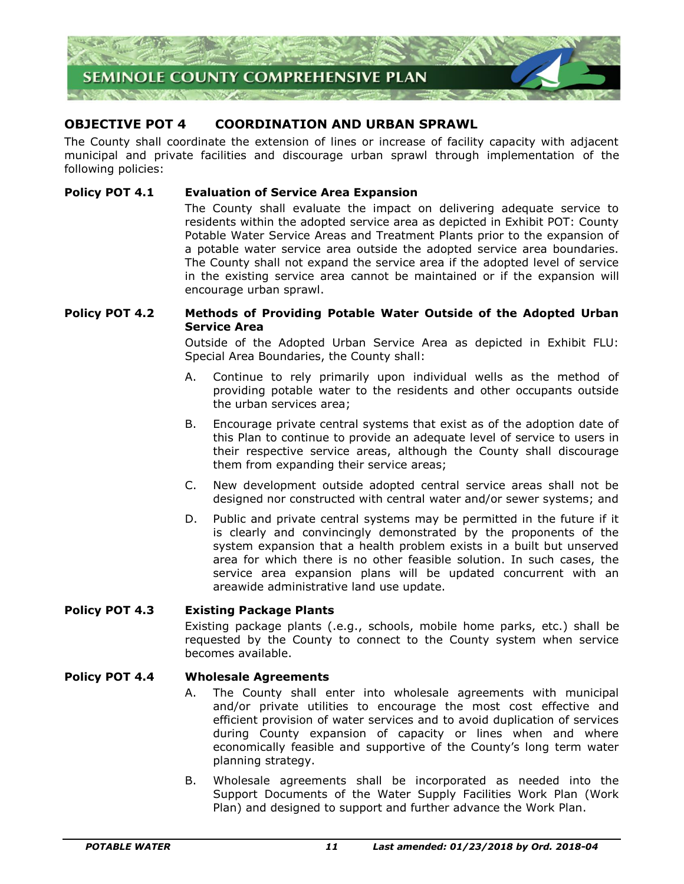## OBJECTIVE POT 4 COORDINATION AND URBAN SPRAWL

The County shall coordinate the extension of lines or increase of facility capacity with adjacent municipal and private facilities and discourage urban sprawl through implementation of the following policies:

**Policy POT 4.1 Evaluation of Service Area Expansion**

The County shall evaluate the impact on delivering adequate service to residents within the adopted service area as depicted in Exhibit POT: County Potable Water Service Areas and Treatment Plants prior to the expansion of a potable water service area outside the adopted service area boundaries. The County shall not expand the service area if the adopted level of service in the existing service area cannot be maintained or if the expansion will encourage urban sprawl.

**Policy POT 4.2 Methods of Providing Potable Water Outside of the Adopted Urban Service Area**

Outside of the Adopted Urban Service Area as depicted in Exhibit FLU: Special Area Boundaries, the County shall:

A. Continue to rely primarily upon individual wells as the method of providing potable water to the residents and other occupants outside the urban services area;

B. Encourage private central systems that exist as of the adoption date of this Plan to continue to provide an adequate level of service to users in their respective service areas, although the County shall discourage them from expanding their service areas;

C. New development outside adopted central service areas shall not be designed nor constructed with central water and/or sewer systems; and

D. Public and private central systems may be permitted in the future if it is clearly and convincingly demonstrated by the proponents of the system expansion that a health problem exists in a built but unserved area for which there is no other feasible solution. In such cases, the service area expansion plans will be updated concurrent with an areawide administrative land use update.

**Policy POT 4.3 Existing Package Plants**

Existing package plants (.e.g., schools, mobile home parks, etc.) shall be requested by the County to connect to the County system when service becomes available.

**Policy POT 4.4 Wholesale Agreements**

A. The County shall enter into wholesale agreements with municipal and/or private utilities to encourage the most cost effective and efficient provision of water services and to avoid duplication of services during County expansion of capacity or lines when and where economically feasible and supportive of the County's long term water planning strategy.

B. Wholesale agreements shall be incorporated as needed into the Support Documents of the Water Supply Facilities Work Plan (Work Plan) and designed to support and further advance the Work Plan.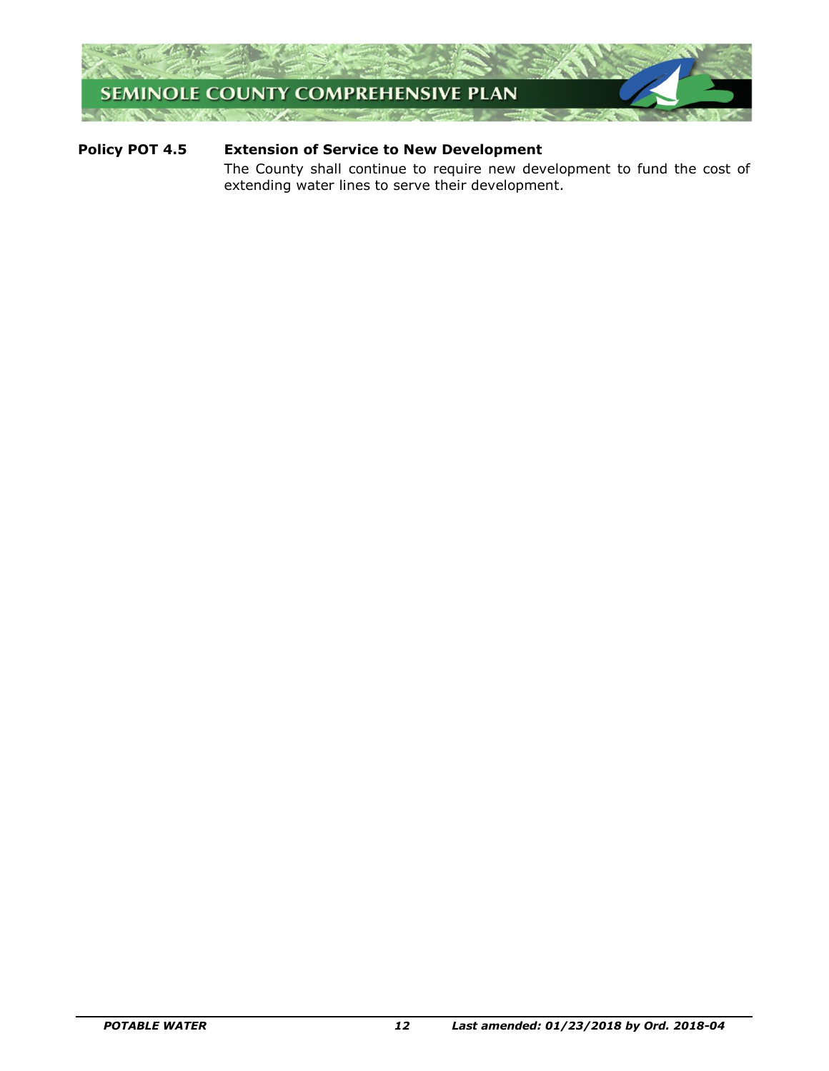**Policy POT 4.5 Extension of Service to New Development**

The County shall continue to require new development to fund the cost of extending water lines to serve their development.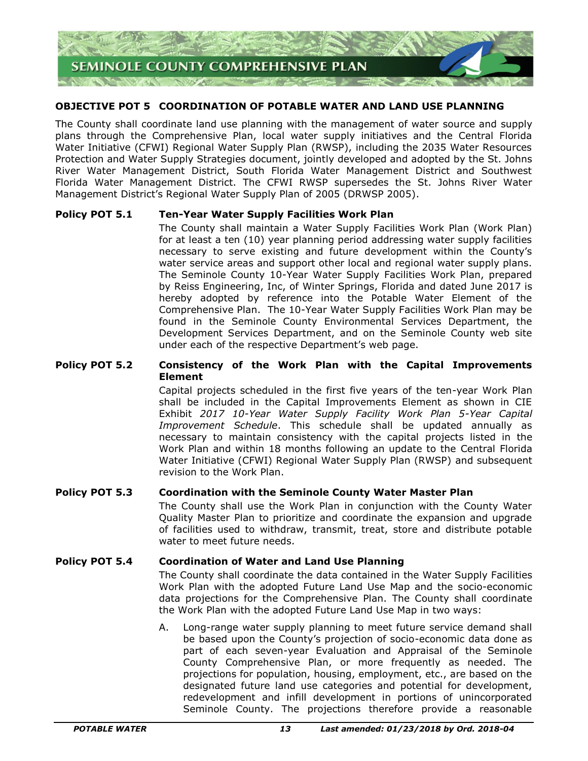**OBJECTIVE POT 5 COORDINATION OF POTABLE WATER AND LAND USE PLANNING**

The County shall coordinate land use planning with the management of water source and supply plans through the Comprehensive Plan, local water supply initiatives and the Central Florida Water Initiative (CFWI) Regional Water Supply Plan (RWSP), including the 2035 Water Resources Protection and Water Supply Strategies document, jointly developed and adopted by the St. Johns River Water Management District, South Florida Water Management District and Southwest Florida Water Management District. The CFWI RWSP supersedes the St. Johns River Water Management District's Regional Water Supply Plan of 2005 (DRWSP 2005).

**Policy POT 5.1 Ten-Year Water Supply Facilities Work Plan**

The County shall maintain a Water Supply Facilities Work Plan (Work Plan) for at least a ten (10) year planning period addressing water supply facilities necessary to serve existing and future development within the County's water service areas and support other local and regional water supply plans. The Seminole County 10-Year Water Supply Facilities Work Plan, prepared by Reiss Engineering, Inc, of Winter Springs, Florida and dated June 2017 is hereby adopted by reference into the Potable Water Element of the Comprehensive Plan. The 10-Year Water Supply Facilities Work Plan may be found in the Seminole County Environmental Services Department, the Development Services Department, and on the Seminole County web site under each of the respective Department's web page.

**Policy POT 5.2 Consistency of the Work Plan with the Capital Improvements Element**

Capital projects scheduled in the first five years of the ten-year Work Plan shall be included in the Capital Improvements Element as shown in CIE Exhibit *2017 10-Year Water Supply Facility Work Plan 5-Year Capital Improvement Schedule*. This schedule shall be updated annually as necessary to maintain consistency with the capital projects listed in the Work Plan and within 18 months following an update to the Central Florida Water Initiative (CFWI) Regional Water Supply Plan (RWSP) and subsequent revision to the Work Plan.

**Policy POT 5.3 Coordination with the Seminole County Water Master Plan**

The County shall use the Work Plan in conjunction with the County Water Quality Master Plan to prioritize and coordinate the expansion and upgrade of facilities used to withdraw, transmit, treat, store and distribute potable water to meet future needs.

**Policy POT 5.4 Coordination of Water and Land Use Planning**

The County shall coordinate the data contained in the Water Supply Facilities Work Plan with the adopted Future Land Use Map and the socio-economic data projections for the Comprehensive Plan. The County shall coordinate the Work Plan with the adopted Future Land Use Map in two ways:

A. Long-range water supply planning to meet future service demand shall be based upon the County's projection of socio-economic data done as part of each seven-year Evaluation and Appraisal of the Seminole County Comprehensive Plan, or more frequently as needed. The projections for population, housing, employment, etc., are based on the designated future land use categories and potential for development, redevelopment and infill development in portions of unincorporated Seminole County. The projections therefore provide a reasonable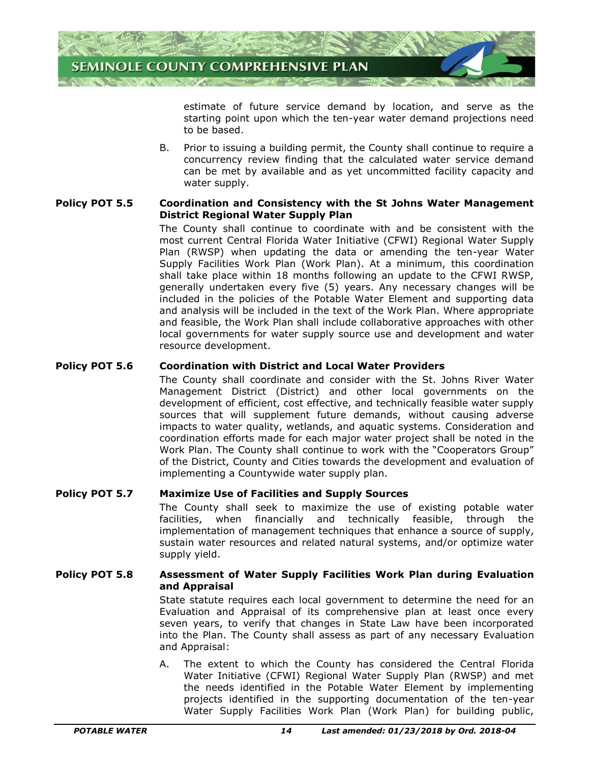estimate of future service demand by location, and serve as the starting point upon which the ten-year water demand projections need to be based.

B. Prior to issuing a building permit, the County shall continue to require a concurrency review finding that the calculated water service demand can be met by available and as yet uncommitted facility capacity and water supply.

**Policy POT 5.5 Coordination and Consistency with the St Johns Water Management District Regional Water Supply Plan**

The County shall continue to coordinate with and be consistent with the most current Central Florida Water Initiative (CFWI) Regional Water Supply Plan (RWSP) when updating the data or amending the ten-year Water Supply Facilities Work Plan (Work Plan). At a minimum, this coordination shall take place within 18 months following an update to the CFWI RWSP, generally undertaken every five (5) years. Any necessary changes will be included in the policies of the Potable Water Element and supporting data and analysis will be included in the text of the Work Plan. Where appropriate and feasible, the Work Plan shall include collaborative approaches with other local governments for water supply source use and development and water resource development.

**Policy POT 5.6 Coordination with District and Local Water Providers**

The County shall coordinate and consider with the St. Johns River Water Management District (District) and other local governments on the development of efficient, cost effective, and technically feasible water supply sources that will supplement future demands, without causing adverse impacts to water quality, wetlands, and aquatic systems. Consideration and coordination efforts made for each major water project shall be noted in the Work Plan. The County shall continue to work with the "Cooperators Group" of the District, County and Cities towards the development and evaluation of implementing a Countywide water supply plan.

**Policy POT 5.7 Maximize Use of Facilities and Supply Sources**

The County shall seek to maximize the use of existing potable water facilities, when financially and technically feasible, through the implementation of management techniques that enhance a source of supply, sustain water resources and related natural systems, and/or optimize water supply yield.

**Policy POT 5.8 Assessment of Water Supply Facilities Work Plan during Evaluation and Appraisal**

State statute requires each local government to determine the need for an Evaluation and Appraisal of its comprehensive plan at least once every seven years, to verify that changes in State Law have been incorporated into the Plan. The County shall assess as part of any necessary Evaluation and Appraisal:

A. The extent to which the County has considered the Central Florida Water Initiative (CFWI) Regional Water Supply Plan (RWSP) and met the needs identified in the Potable Water Element by implementing projects identified in the supporting documentation of the ten-year Water Supply Facilities Work Plan (Work Plan) for building public,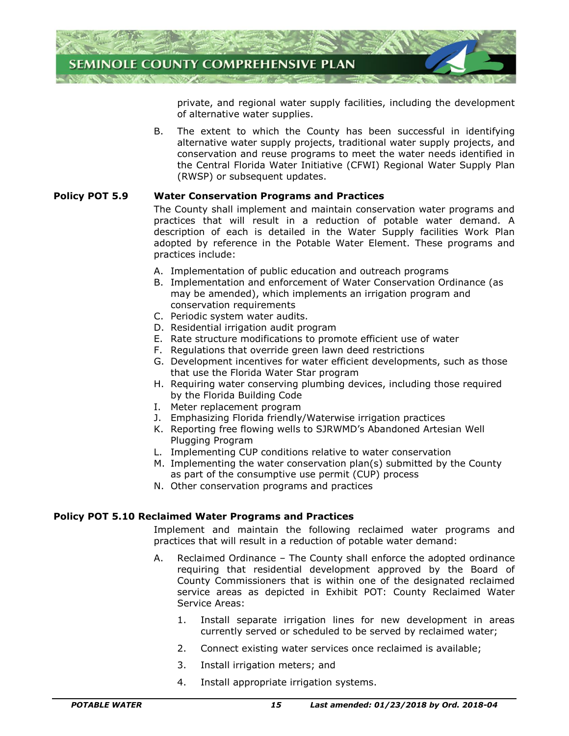private, and regional water supply facilities, including the development of alternative water supplies.

B. The extent to which the County has been successful in identifying alternative water supply projects, traditional water supply projects, and conservation and reuse programs to meet the water needs identified in the Central Florida Water Initiative (CFWI) Regional Water Supply Plan (RWSP) or subsequent updates.

**Policy POT 5.9 Water Conservation Programs and Practices**

The County shall implement and maintain conservation water programs and practices that will result in a reduction of potable water demand. A description of each is detailed in the Water Supply facilities Work Plan adopted by reference in the Potable Water Element. These programs and practices include:

A. Implementation of public education and outreach programs
B. Implementation and enforcement of Water Conservation Ordinance (as may be amended), which implements an irrigation program and conservation requirements
C. Periodic system water audits.
D. Residential irrigation audit program
E. Rate structure modifications to promote efficient use of water
F. Regulations that override green lawn deed restrictions
G. Development incentives for water efficient developments, such as those that use the Florida Water Star program
H. Requiring water conserving plumbing devices, including those required by the Florida Building Code
I. Meter replacement program
J. Emphasizing Florida friendly/Waterwise irrigation practices
K. Reporting free flowing wells to SJRWMD's Abandoned Artesian Well Plugging Program
L. Implementing CUP conditions relative to water conservation
M. Implementing the water conservation plan(s) submitted by the County as part of the consumptive use permit (CUP) process
N. Other conservation programs and practices

**Policy POT 5.10 Reclaimed Water Programs and Practices**

Implement and maintain the following reclaimed water programs and practices that will result in a reduction of potable water demand:

A. Reclaimed Ordinance – The County shall enforce the adopted ordinance requiring that residential development approved by the Board of County Commissioners that is within one of the designated reclaimed service areas as depicted in Exhibit POT: County Reclaimed Water Service Areas:

   1. Install separate irrigation lines for new development in areas currently served or scheduled to be served by reclaimed water;
   2. Connect existing water services once reclaimed is available;
   3. Install irrigation meters; and
   4. Install appropriate irrigation systems.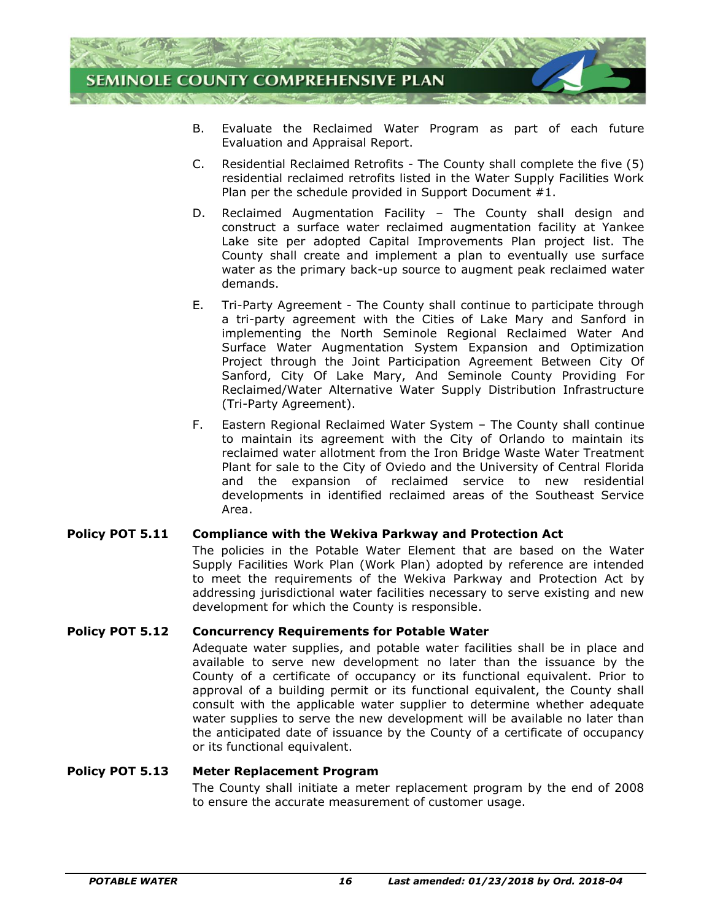B. Evaluate the Reclaimed Water Program as part of each future Evaluation and Appraisal Report.

C. Residential Reclaimed Retrofits - The County shall complete the five (5) residential reclaimed retrofits listed in the Water Supply Facilities Work Plan per the schedule provided in Support Document #1.

D. Reclaimed Augmentation Facility – The County shall design and construct a surface water reclaimed augmentation facility at Yankee Lake site per adopted Capital Improvements Plan project list. The County shall create and implement a plan to eventually use surface water as the primary back-up source to augment peak reclaimed water demands.

E. Tri-Party Agreement - The County shall continue to participate through a tri-party agreement with the Cities of Lake Mary and Sanford in implementing the North Seminole Regional Reclaimed Water And Surface Water Augmentation System Expansion and Optimization Project through the Joint Participation Agreement Between City Of Sanford, City Of Lake Mary, And Seminole County Providing For Reclaimed/Water Alternative Water Supply Distribution Infrastructure (Tri-Party Agreement).

F. Eastern Regional Reclaimed Water System – The County shall continue to maintain its agreement with the City of Orlando to maintain its reclaimed water allotment from the Iron Bridge Waste Water Treatment Plant for sale to the City of Oviedo and the University of Central Florida and the expansion of reclaimed service to new residential developments in identified reclaimed areas of the Southeast Service Area.

**Policy POT 5.11 Compliance with the Wekiva Parkway and Protection Act**

The policies in the Potable Water Element that are based on the Water Supply Facilities Work Plan (Work Plan) adopted by reference are intended to meet the requirements of the Wekiva Parkway and Protection Act by addressing jurisdictional water facilities necessary to serve existing and new development for which the County is responsible.

**Policy POT 5.12 Concurrency Requirements for Potable Water**

Adequate water supplies, and potable water facilities shall be in place and available to serve new development no later than the issuance by the County of a certificate of occupancy or its functional equivalent. Prior to approval of a building permit or its functional equivalent, the County shall consult with the applicable water supplier to determine whether adequate water supplies to serve the new development will be available no later than the anticipated date of issuance by the County of a certificate of occupancy or its functional equivalent.

**Policy POT 5.13 Meter Replacement Program**

The County shall initiate a meter replacement program by the end of 2008 to ensure the accurate measurement of customer usage.